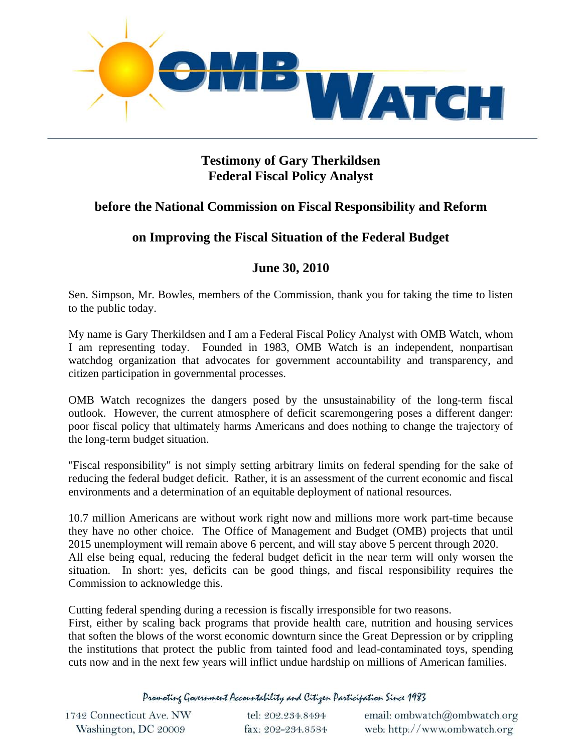# Testimony of Gary Therkildsen
# Federal Fiscal Policy Analyst

## before the National Commission on Fiscal Responsibility and Reform

## on Improving the Fiscal Situation of the Federal Budget

## June 30, 2010

Sen. Simpson, Mr. Bowles, members of the Commission, thank you for taking the time to listen to the public today.

My name is Gary Therkildsen and I am a Federal Fiscal Policy Analyst with OMB Watch, whom I am representing today. Founded in 1983, OMB Watch is an independent, nonpartisan watchdog organization that advocates for government accountability and transparency, and citizen participation in governmental processes.

OMB Watch recognizes the dangers posed by the unsustainability of the long-term fiscal outlook. However, the current atmosphere of deficit scaremongering poses a different danger: poor fiscal policy that ultimately harms Americans and does nothing to change the trajectory of the long-term budget situation.

"Fiscal responsibility" is not simply setting arbitrary limits on federal spending for the sake of reducing the federal budget deficit. Rather, it is an assessment of the current economic and fiscal environments and a determination of an equitable deployment of national resources.

10.7 million Americans are without work right now and millions more work part-time because they have no other choice. The Office of Management and Budget (OMB) projects that until 2015 unemployment will remain above 6 percent, and will stay above 5 percent through 2020. All else being equal, reducing the federal budget deficit in the near term will only worsen the situation. In short: yes, deficits can be good things, and fiscal responsibility requires the Commission to acknowledge this.

Cutting federal spending during a recession is fiscally irresponsible for two reasons. First, either by scaling back programs that provide health care, nutrition and housing services that soften the blows of the worst economic downturn since the Great Depression or by crippling the institutions that protect the public from tainted food and lead-contaminated toys, spending cuts now and in the next few years will inflict undue hardship on millions of American families.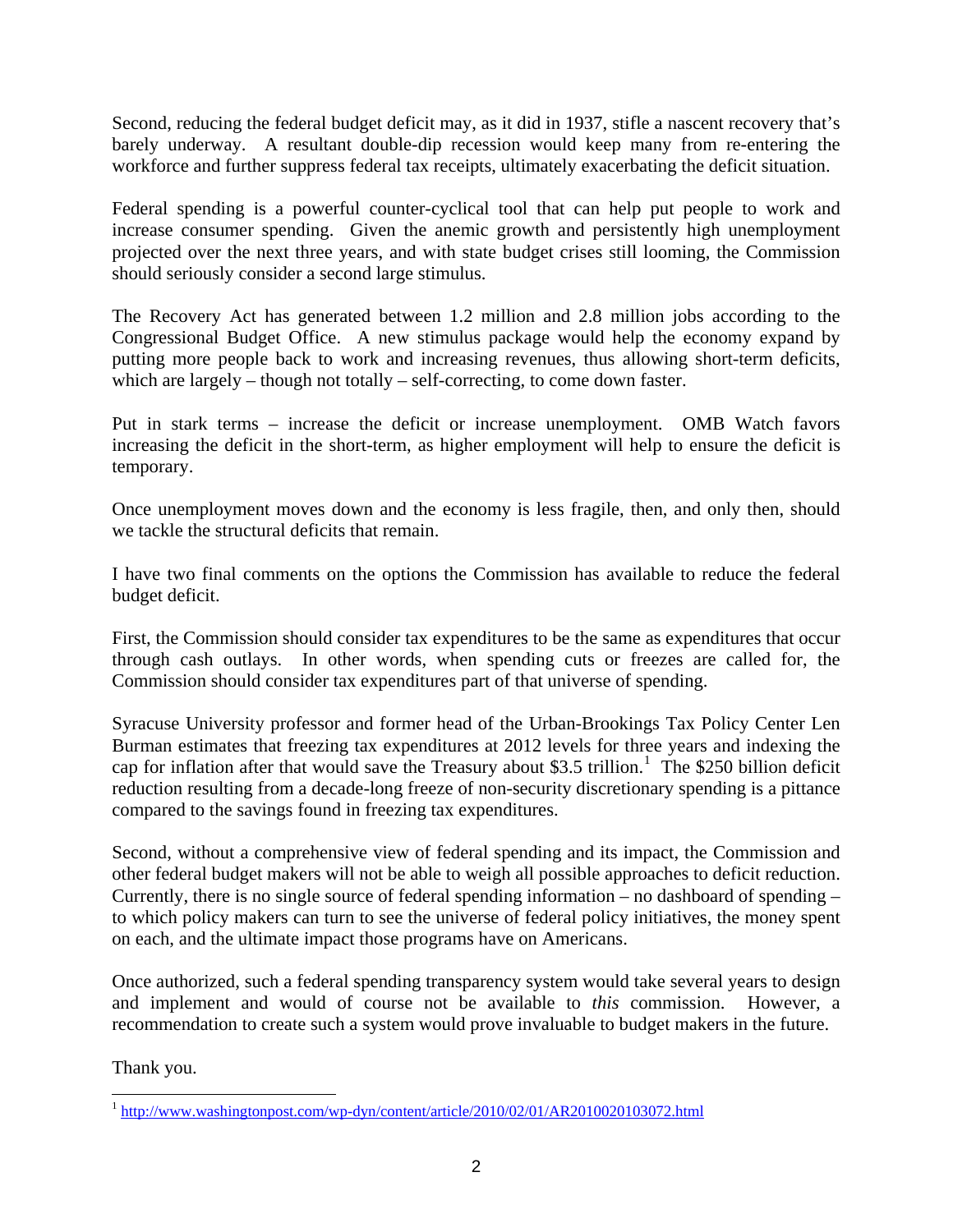Second, reducing the federal budget deficit may, as it did in 1937, stifle a nascent recovery that's barely underway. A resultant double-dip recession would keep many from re-entering the workforce and further suppress federal tax receipts, ultimately exacerbating the deficit situation.

Federal spending is a powerful counter-cyclical tool that can help put people to work and increase consumer spending. Given the anemic growth and persistently high unemployment projected over the next three years, and with state budget crises still looming, the Commission should seriously consider a second large stimulus.

The Recovery Act has generated between 1.2 million and 2.8 million jobs according to the Congressional Budget Office. A new stimulus package would help the economy expand by putting more people back to work and increasing revenues, thus allowing short-term deficits, which are largely – though not totally – self-correcting, to come down faster.

Put in stark terms – increase the deficit or increase unemployment. OMB Watch favors increasing the deficit in the short-term, as higher employment will help to ensure the deficit is temporary.

Once unemployment moves down and the economy is less fragile, then, and only then, should we tackle the structural deficits that remain.

I have two final comments on the options the Commission has available to reduce the federal budget deficit.

First, the Commission should consider tax expenditures to be the same as expenditures that occur through cash outlays. In other words, when spending cuts or freezes are called for, the Commission should consider tax expenditures part of that universe of spending.

Syracuse University professor and former head of the Urban-Brookings Tax Policy Center Len Burman estimates that freezing tax expenditures at 2012 levels for three years and indexing the cap for inflation after that would save the Treasury about $3.5 trillion.[1] The $250 billion deficit reduction resulting from a decade-long freeze of non-security discretionary spending is a pittance compared to the savings found in freezing tax expenditures.

Second, without a comprehensive view of federal spending and its impact, the Commission and other federal budget makers will not be able to weigh all possible approaches to deficit reduction. Currently, there is no single source of federal spending information – no dashboard of spending – to which policy makers can turn to see the universe of federal policy initiatives, the money spent on each, and the ultimate impact those programs have on Americans.

Once authorized, such a federal spending transparency system would take several years to design and implement and would of course not be available to *this* commission. However, a recommendation to create such a system would prove invaluable to budget makers in the future.

Thank you.

---

[1] http://www.washingtonpost.com/wp-dyn/content/article/2010/02/01/AR2010020103072.html